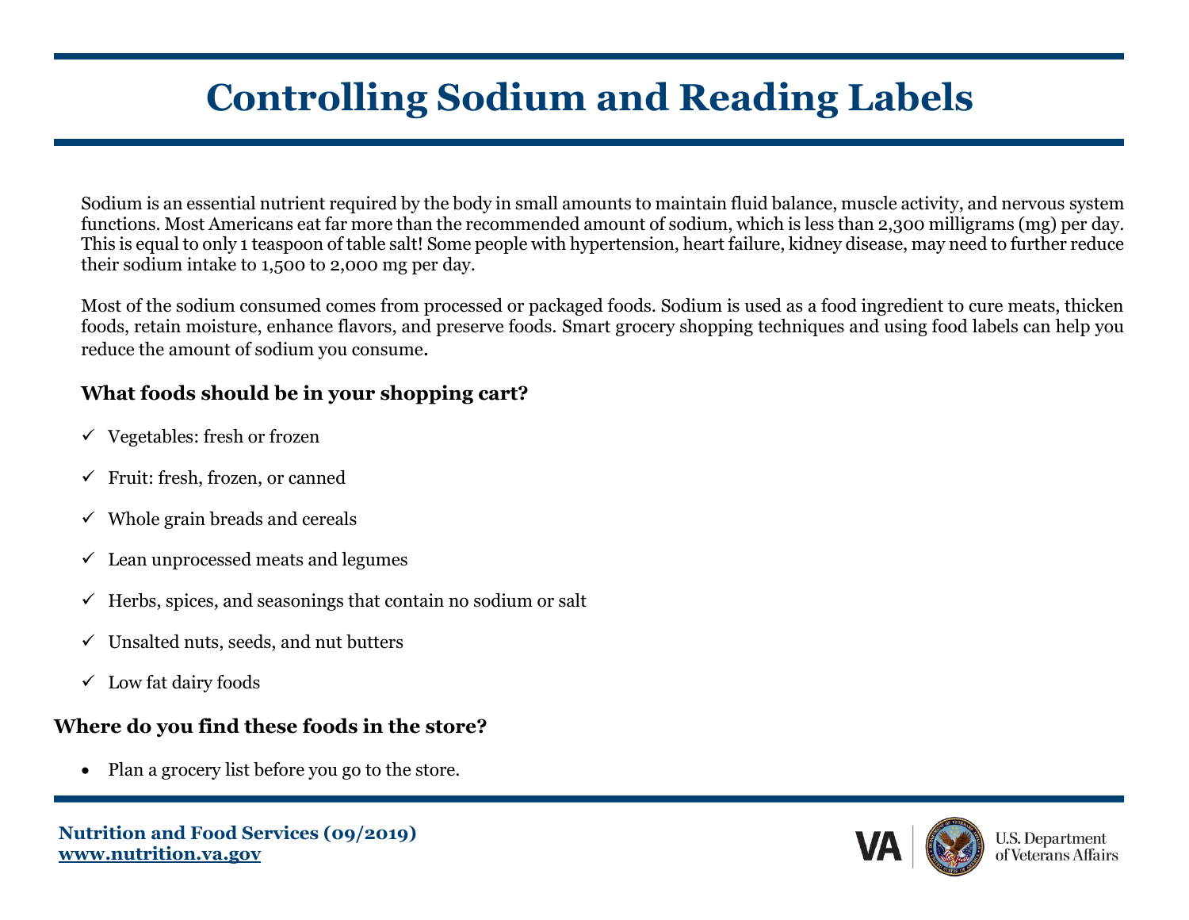# Controlling Sodium and Reading Labels

Sodium is an essential nutrient required by the body in small amounts to maintain fluid balance, muscle activity, and nervous system functions. Most Americans eat far more than the recommended amount of sodium, which is less than 2,300 milligrams (mg) per day. This is equal to only 1 teaspoon of table salt! Some people with hypertension, heart failure, kidney disease, may need to further reduce their sodium intake to 1,500 to 2,000 mg per day.

Most of the sodium consumed comes from processed or packaged foods. Sodium is used as a food ingredient to cure meats, thicken foods, retain moisture, enhance flavors, and preserve foods. Smart grocery shopping techniques and using food labels can help you reduce the amount of sodium you consume.

### What foods should be in your shopping cart?

- ✓ Vegetables: fresh or frozen
- ✓ Fruit: fresh, frozen, or canned
- ✓ Whole grain breads and cereals
- ✓ Lean unprocessed meats and legumes
- ✓ Herbs, spices, and seasonings that contain no sodium or salt
- ✓ Unsalted nuts, seeds, and nut butters
- ✓ Low fat dairy foods

### Where do you find these foods in the store?

- Plan a grocery list before you go to the store.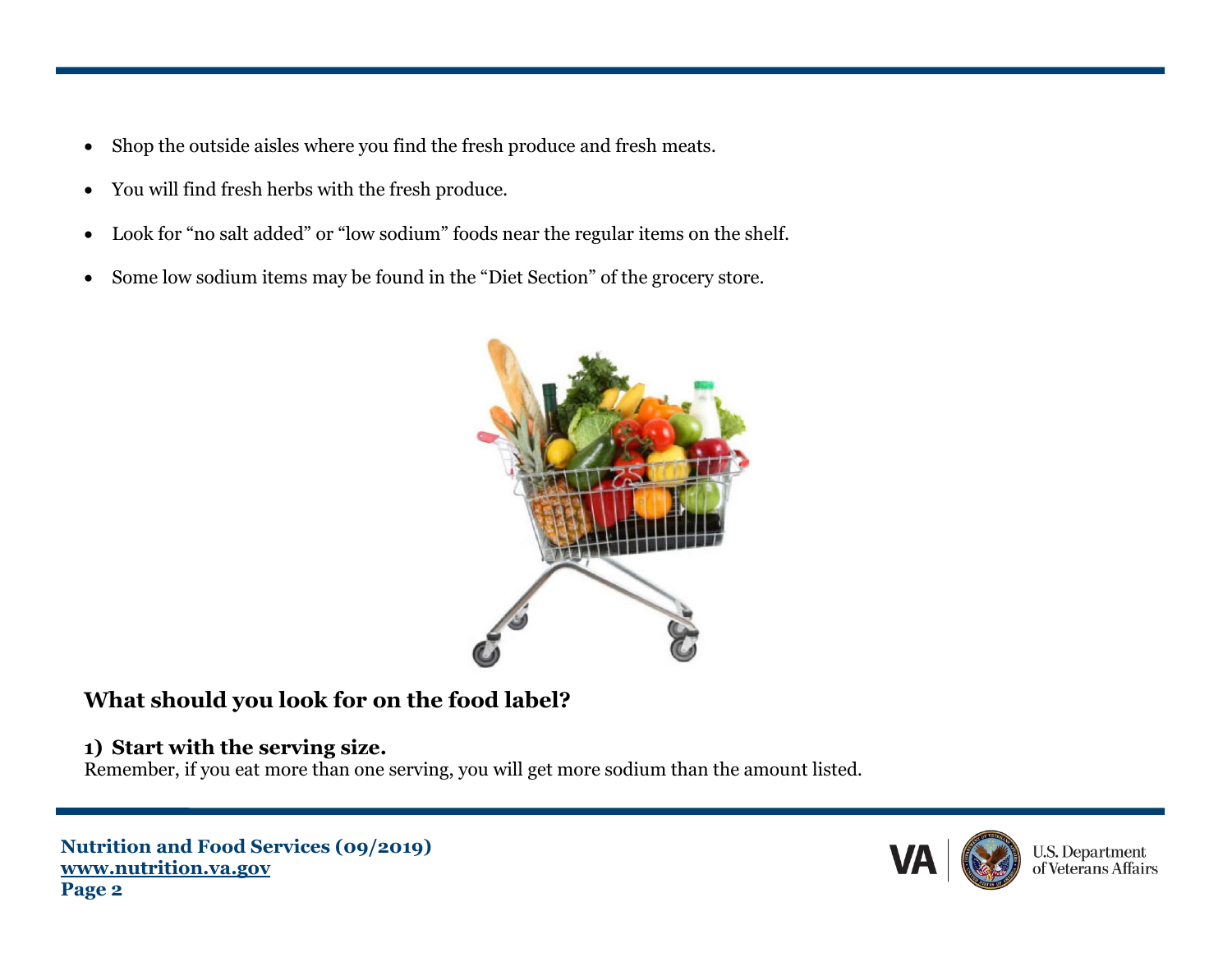- Shop the outside aisles where you find the fresh produce and fresh meats.
- You will find fresh herbs with the fresh produce.
- Look for "no salt added" or "low sodium" foods near the regular items on the shelf.
- Some low sodium items may be found in the "Diet Section" of the grocery store.

## What should you look for on the food label?

### 1) Start with the serving size.

Remember, if you eat more than one serving, you will get more sodium than the amount listed.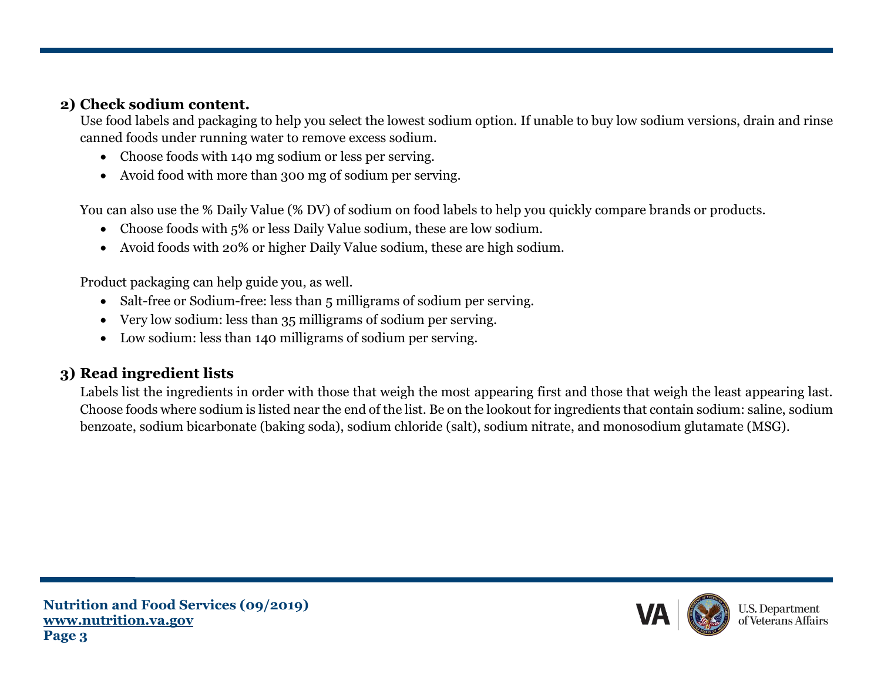### 2) Check sodium content.

Use food labels and packaging to help you select the lowest sodium option. If unable to buy low sodium versions, drain and rinse canned foods under running water to remove excess sodium.

- Choose foods with 140 mg sodium or less per serving.
- Avoid food with more than 300 mg of sodium per serving.

You can also use the % Daily Value (% DV) of sodium on food labels to help you quickly compare brands or products.

- Choose foods with 5% or less Daily Value sodium, these are low sodium.
- Avoid foods with 20% or higher Daily Value sodium, these are high sodium.

Product packaging can help guide you, as well.

- Salt-free or Sodium-free: less than 5 milligrams of sodium per serving.
- Very low sodium: less than 35 milligrams of sodium per serving.
- Low sodium: less than 140 milligrams of sodium per serving.

### 3) Read ingredient lists

Labels list the ingredients in order with those that weigh the most appearing first and those that weigh the least appearing last. Choose foods where sodium is listed near the end of the list. Be on the lookout for ingredients that contain sodium: saline, sodium benzoate, sodium bicarbonate (baking soda), sodium chloride (salt), sodium nitrate, and monosodium glutamate (MSG).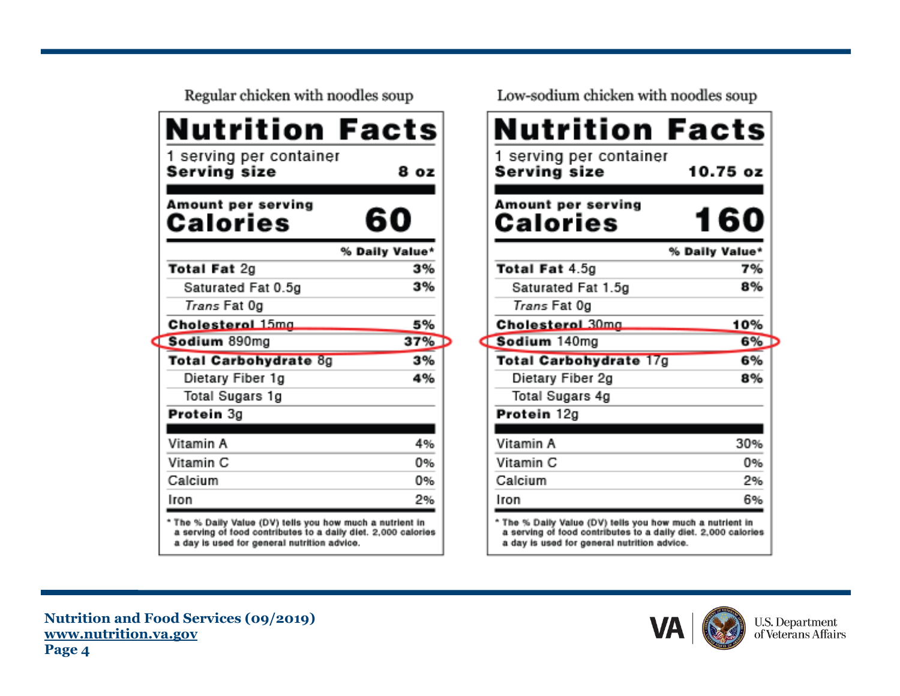Regular chicken with noodles soup

| Nutrition Facts | |
|---|---|
| 1 serving per container | |
| **Serving size** | **8 oz** |
| **Amount per serving** | |
| **Calories** | **60** |
| | **% Daily Value*** |
| **Total Fat** 2g | **3%** |
| Saturated Fat 0.5g | **3%** |
| *Trans* Fat 0g | |
| **Cholesterol** 15mg | **5%** |
| **Sodium** 890mg | **37%** |
| **Total Carbohydrate** 8g | **3%** |
| Dietary Fiber 1g | **4%** |
| Total Sugars 1g | |
| **Protein** 3g | |
| Vitamin A | 4% |
| Vitamin C | 0% |
| Calcium | 0% |
| Iron | 2% |

* The % Daily Value (DV) tells you how much a nutrient in a serving of food contributes to a daily diet. 2,000 calories a day is used for general nutrition advice.

Low-sodium chicken with noodles soup

| Nutrition Facts | |
|---|---|
| 1 serving per container | |
| **Serving size** | **10.75 oz** |
| **Amount per serving** | |
| **Calories** | **160** |
| | **% Daily Value*** |
| **Total Fat** 4.5g | **7%** |
| Saturated Fat 1.5g | **8%** |
| *Trans* Fat 0g | |
| **Cholesterol** 30mg | **10%** |
| **Sodium** 140mg | **6%** |
| **Total Carbohydrate** 17g | **6%** |
| Dietary Fiber 2g | **8%** |
| Total Sugars 4g | |
| **Protein** 12g | |
| Vitamin A | 30% |
| Vitamin C | 0% |
| Calcium | 2% |
| Iron | 6% |

* The % Daily Value (DV) tells you how much a nutrient in a serving of food contributes to a daily diet. 2,000 calories a day is used for general nutrition advice.